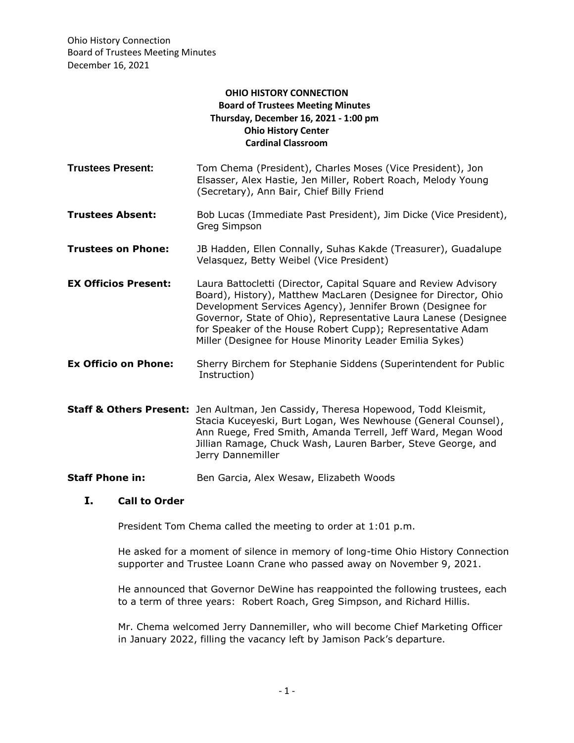# OHIO HISTORY CONNECTION
## Board of Trustees Meeting Minutes
### Thursday, December 16, 2021 - 1:00 pm
### Ohio History Center
### Cardinal Classroom

**Trustees Present:** Tom Chema (President), Charles Moses (Vice President), Jon Elsasser, Alex Hastie, Jen Miller, Robert Roach, Melody Young (Secretary), Ann Bair, Chief Billy Friend

**Trustees Absent:** Bob Lucas (Immediate Past President), Jim Dicke (Vice President), Greg Simpson

**Trustees on Phone:** JB Hadden, Ellen Connally, Suhas Kakde (Treasurer), Guadalupe Velasquez, Betty Weibel (Vice President)

**EX Officios Present:** Laura Battocletti (Director, Capital Square and Review Advisory Board), History), Matthew MacLaren (Designee for Director, Ohio Development Services Agency), Jennifer Brown (Designee for Governor, State of Ohio), Representative Laura Lanese (Designee for Speaker of the House Robert Cupp); Representative Adam Miller (Designee for House Minority Leader Emilia Sykes)

**Ex Officio on Phone:** Sherry Birchem for Stephanie Siddens (Superintendent for Public Instruction)

**Staff & Others Present:** Jen Aultman, Jen Cassidy, Theresa Hopewood, Todd Kleismit, Stacia Kuceyeski, Burt Logan, Wes Newhouse (General Counsel), Ann Ruege, Fred Smith, Amanda Terrell, Jeff Ward, Megan Wood Jillian Ramage, Chuck Wash, Lauren Barber, Steve George, and Jerry Dannemiller

**Staff Phone in:** Ben Garcia, Alex Wesaw, Elizabeth Woods

## I. Call to Order

President Tom Chema called the meeting to order at 1:01 p.m.

He asked for a moment of silence in memory of long-time Ohio History Connection supporter and Trustee Loann Crane who passed away on November 9, 2021.

He announced that Governor DeWine has reappointed the following trustees, each to a term of three years: Robert Roach, Greg Simpson, and Richard Hillis.

Mr. Chema welcomed Jerry Dannemiller, who will become Chief Marketing Officer in January 2022, filling the vacancy left by Jamison Pack's departure.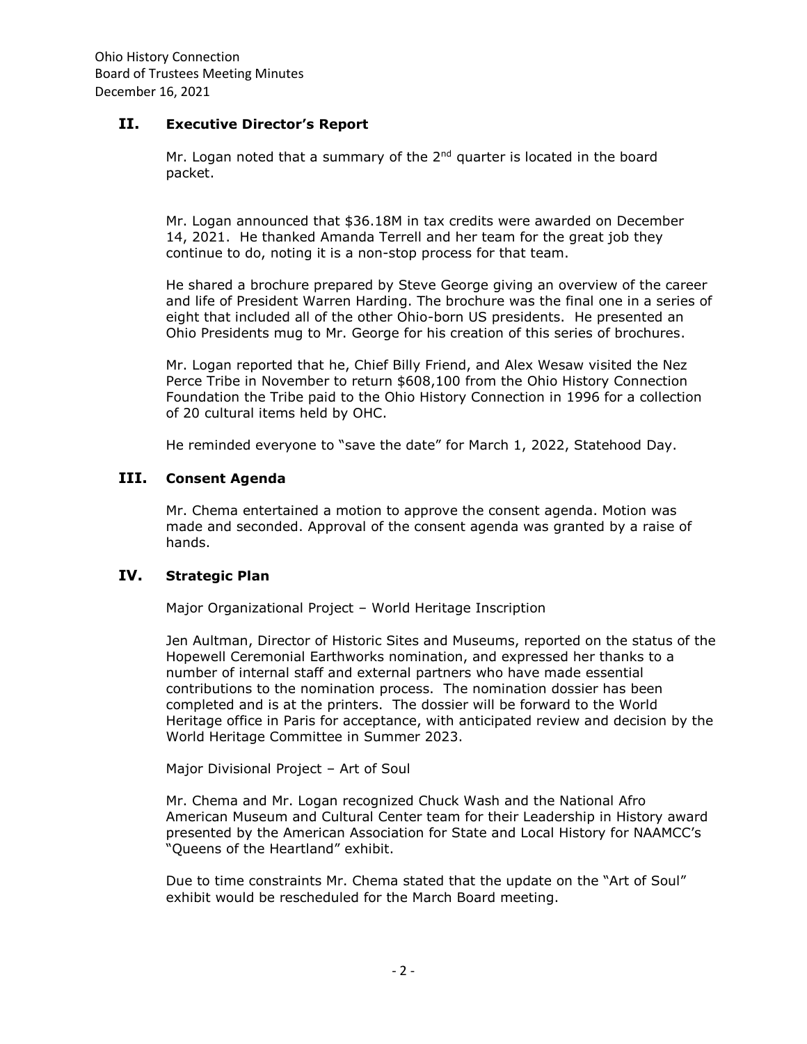## II. Executive Director's Report

Mr. Logan noted that a summary of the 2nd quarter is located in the board packet.

Mr. Logan announced that $36.18M in tax credits were awarded on December 14, 2021. He thanked Amanda Terrell and her team for the great job they continue to do, noting it is a non-stop process for that team.

He shared a brochure prepared by Steve George giving an overview of the career and life of President Warren Harding. The brochure was the final one in a series of eight that included all of the other Ohio-born US presidents. He presented an Ohio Presidents mug to Mr. George for his creation of this series of brochures.

Mr. Logan reported that he, Chief Billy Friend, and Alex Wesaw visited the Nez Perce Tribe in November to return $608,100 from the Ohio History Connection Foundation the Tribe paid to the Ohio History Connection in 1996 for a collection of 20 cultural items held by OHC.

He reminded everyone to "save the date" for March 1, 2022, Statehood Day.

## III. Consent Agenda

Mr. Chema entertained a motion to approve the consent agenda. Motion was made and seconded. Approval of the consent agenda was granted by a raise of hands.

## IV. Strategic Plan

Major Organizational Project – World Heritage Inscription

Jen Aultman, Director of Historic Sites and Museums, reported on the status of the Hopewell Ceremonial Earthworks nomination, and expressed her thanks to a number of internal staff and external partners who have made essential contributions to the nomination process. The nomination dossier has been completed and is at the printers. The dossier will be forward to the World Heritage office in Paris for acceptance, with anticipated review and decision by the World Heritage Committee in Summer 2023.

Major Divisional Project – Art of Soul

Mr. Chema and Mr. Logan recognized Chuck Wash and the National Afro American Museum and Cultural Center team for their Leadership in History award presented by the American Association for State and Local History for NAAMCC's "Queens of the Heartland" exhibit.

Due to time constraints Mr. Chema stated that the update on the "Art of Soul" exhibit would be rescheduled for the March Board meeting.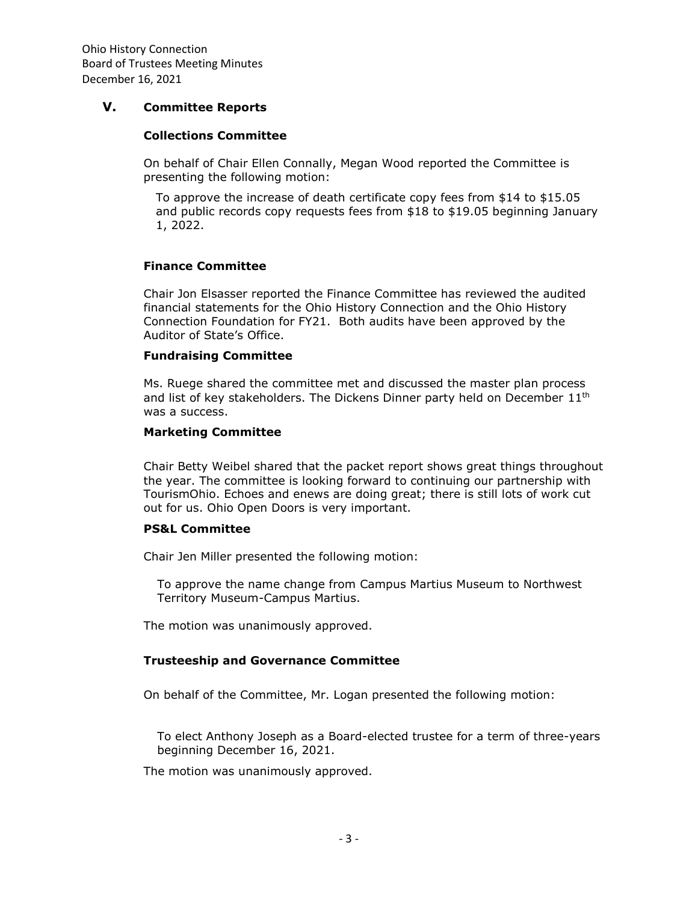## V. Committee Reports

### Collections Committee

On behalf of Chair Ellen Connally, Megan Wood reported the Committee is presenting the following motion:

> To approve the increase of death certificate copy fees from $14 to $15.05 and public records copy requests fees from $18 to $19.05 beginning January 1, 2022.

### Finance Committee

Chair Jon Elsasser reported the Finance Committee has reviewed the audited financial statements for the Ohio History Connection and the Ohio History Connection Foundation for FY21. Both audits have been approved by the Auditor of State's Office.

### Fundraising Committee

Ms. Ruege shared the committee met and discussed the master plan process and list of key stakeholders. The Dickens Dinner party held on December 11th was a success.

### Marketing Committee

Chair Betty Weibel shared that the packet report shows great things throughout the year. The committee is looking forward to continuing our partnership with TourismOhio. Echoes and enews are doing great; there is still lots of work cut out for us. Ohio Open Doors is very important.

### PS&L Committee

Chair Jen Miller presented the following motion:

> To approve the name change from Campus Martius Museum to Northwest Territory Museum-Campus Martius.

The motion was unanimously approved.

### Trusteeship and Governance Committee

On behalf of the Committee, Mr. Logan presented the following motion:

> To elect Anthony Joseph as a Board-elected trustee for a term of three-years beginning December 16, 2021.

The motion was unanimously approved.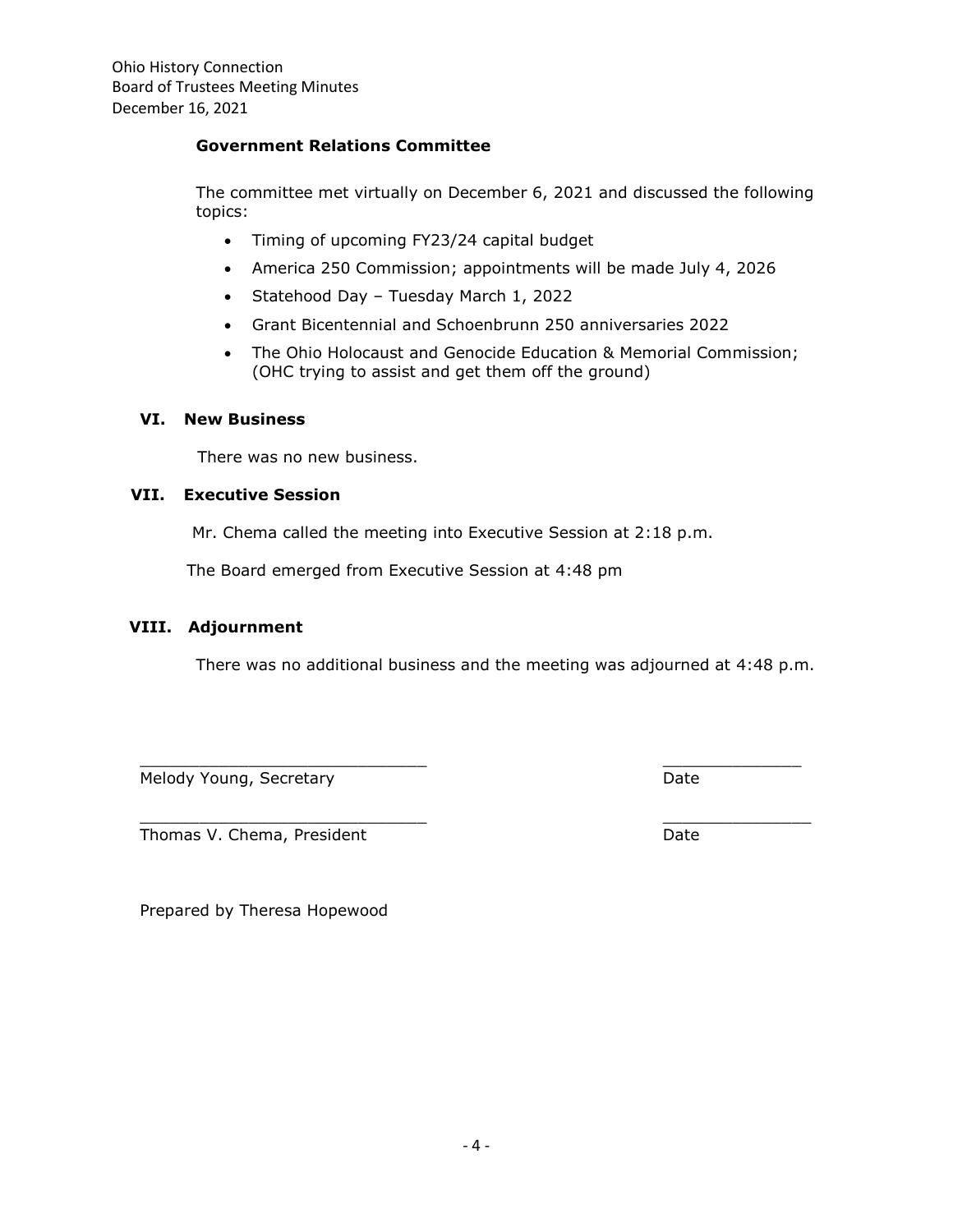### Government Relations Committee

The committee met virtually on December 6, 2021 and discussed the following topics:

- Timing of upcoming FY23/24 capital budget
- America 250 Commission; appointments will be made July 4, 2026
- Statehood Day – Tuesday March 1, 2022
- Grant Bicentennial and Schoenbrunn 250 anniversaries 2022
- The Ohio Holocaust and Genocide Education & Memorial Commission; (OHC trying to assist and get them off the ground)

## VI. New Business

There was no new business.

## VII. Executive Session

Mr. Chema called the meeting into Executive Session at 2:18 p.m.

The Board emerged from Executive Session at 4:48 pm

## VIII. Adjournment

There was no additional business and the meeting was adjourned at 4:48 p.m.

\_\_\_\_\_\_\_\_\_\_\_\_\_\_\_\_\_\_\_\_\_\_\_\_\_\_\_\_\_ \_\_\_\_\_\_\_\_\_\_\_\_\_\_

Melody Young, Secretary Date

\_\_\_\_\_\_\_\_\_\_\_\_\_\_\_\_\_\_\_\_\_\_\_\_\_\_\_\_\_ \_\_\_\_\_\_\_\_\_\_\_\_\_\_\_

Thomas V. Chema, President Date

Prepared by Theresa Hopewood